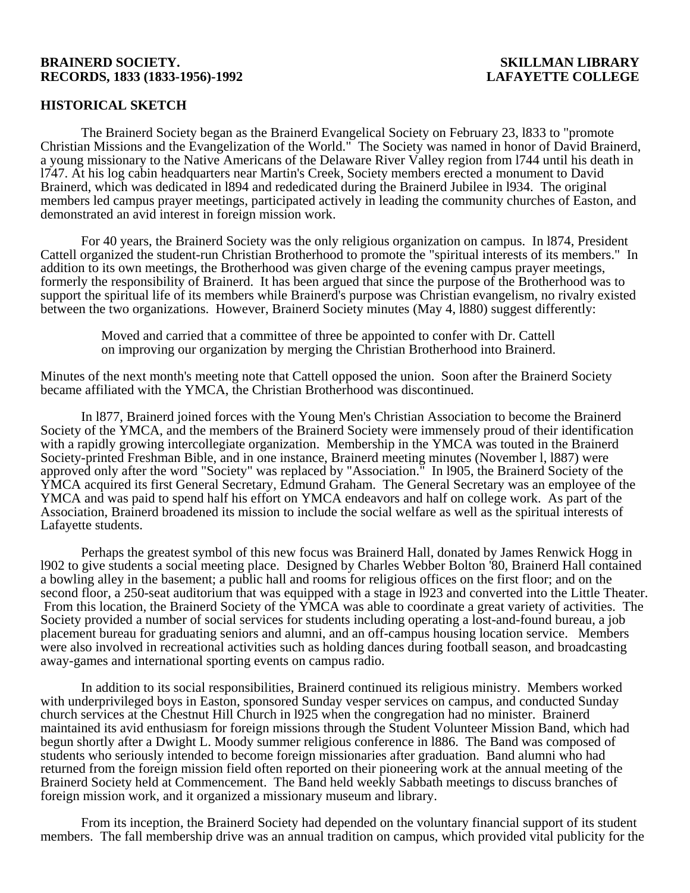**BRAINERD SOCIETY.**
**RECORDS, 1833 (1833-1956)-1992**

**SKILLMAN LIBRARY**
**LAFAYETTE COLLEGE**

## HISTORICAL SKETCH

The Brainerd Society began as the Brainerd Evangelical Society on February 23, l833 to "promote Christian Missions and the Evangelization of the World." The Society was named in honor of David Brainerd, a young missionary to the Native Americans of the Delaware River Valley region from l744 until his death in l747. At his log cabin headquarters near Martin's Creek, Society members erected a monument to David Brainerd, which was dedicated in l894 and rededicated during the Brainerd Jubilee in l934. The original members led campus prayer meetings, participated actively in leading the community churches of Easton, and demonstrated an avid interest in foreign mission work.

For 40 years, the Brainerd Society was the only religious organization on campus. In l874, President Cattell organized the student-run Christian Brotherhood to promote the "spiritual interests of its members." In addition to its own meetings, the Brotherhood was given charge of the evening campus prayer meetings, formerly the responsibility of Brainerd. It has been argued that since the purpose of the Brotherhood was to support the spiritual life of its members while Brainerd's purpose was Christian evangelism, no rivalry existed between the two organizations. However, Brainerd Society minutes (May 4, l880) suggest differently:

> Moved and carried that a committee of three be appointed to confer with Dr. Cattell on improving our organization by merging the Christian Brotherhood into Brainerd.

Minutes of the next month's meeting note that Cattell opposed the union. Soon after the Brainerd Society became affiliated with the YMCA, the Christian Brotherhood was discontinued.

In l877, Brainerd joined forces with the Young Men's Christian Association to become the Brainerd Society of the YMCA, and the members of the Brainerd Society were immensely proud of their identification with a rapidly growing intercollegiate organization. Membership in the YMCA was touted in the Brainerd Society-printed Freshman Bible, and in one instance, Brainerd meeting minutes (November l, l887) were approved only after the word "Society" was replaced by "Association." In l905, the Brainerd Society of the YMCA acquired its first General Secretary, Edmund Graham. The General Secretary was an employee of the YMCA and was paid to spend half his effort on YMCA endeavors and half on college work. As part of the Association, Brainerd broadened its mission to include the social welfare as well as the spiritual interests of Lafayette students.

Perhaps the greatest symbol of this new focus was Brainerd Hall, donated by James Renwick Hogg in l902 to give students a social meeting place. Designed by Charles Webber Bolton '80, Brainerd Hall contained a bowling alley in the basement; a public hall and rooms for religious offices on the first floor; and on the second floor, a 250-seat auditorium that was equipped with a stage in l923 and converted into the Little Theater. From this location, the Brainerd Society of the YMCA was able to coordinate a great variety of activities. The Society provided a number of social services for students including operating a lost-and-found bureau, a job placement bureau for graduating seniors and alumni, and an off-campus housing location service. Members were also involved in recreational activities such as holding dances during football season, and broadcasting away-games and international sporting events on campus radio.

In addition to its social responsibilities, Brainerd continued its religious ministry. Members worked with underprivileged boys in Easton, sponsored Sunday vesper services on campus, and conducted Sunday church services at the Chestnut Hill Church in l925 when the congregation had no minister. Brainerd maintained its avid enthusiasm for foreign missions through the Student Volunteer Mission Band, which had begun shortly after a Dwight L. Moody summer religious conference in l886. The Band was composed of students who seriously intended to become foreign missionaries after graduation. Band alumni who had returned from the foreign mission field often reported on their pioneering work at the annual meeting of the Brainerd Society held at Commencement. The Band held weekly Sabbath meetings to discuss branches of foreign mission work, and it organized a missionary museum and library.

From its inception, the Brainerd Society had depended on the voluntary financial support of its student members. The fall membership drive was an annual tradition on campus, which provided vital publicity for the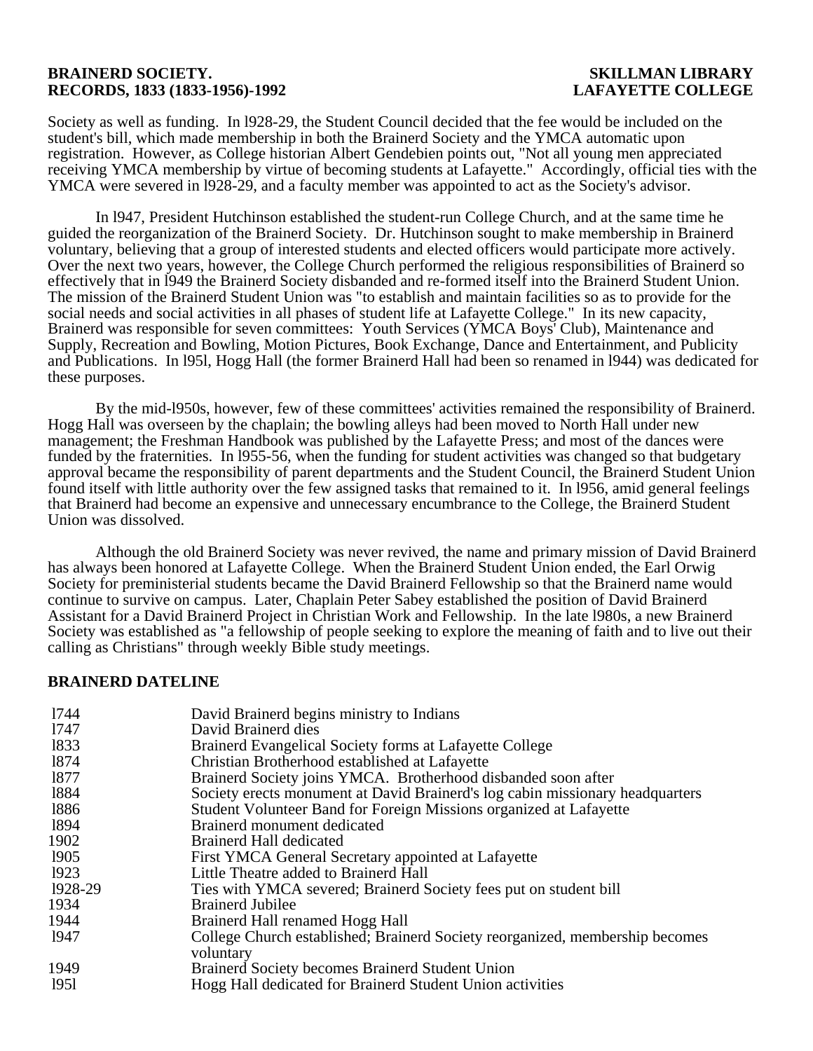Society as well as funding. In l928-29, the Student Council decided that the fee would be included on the student's bill, which made membership in both the Brainerd Society and the YMCA automatic upon registration. However, as College historian Albert Gendebien points out, "Not all young men appreciated receiving YMCA membership by virtue of becoming students at Lafayette." Accordingly, official ties with the YMCA were severed in l928-29, and a faculty member was appointed to act as the Society's advisor.

In l947, President Hutchinson established the student-run College Church, and at the same time he guided the reorganization of the Brainerd Society. Dr. Hutchinson sought to make membership in Brainerd voluntary, believing that a group of interested students and elected officers would participate more actively. Over the next two years, however, the College Church performed the religious responsibilities of Brainerd so effectively that in l949 the Brainerd Society disbanded and re-formed itself into the Brainerd Student Union. The mission of the Brainerd Student Union was "to establish and maintain facilities so as to provide for the social needs and social activities in all phases of student life at Lafayette College." In its new capacity, Brainerd was responsible for seven committees: Youth Services (YMCA Boys' Club), Maintenance and Supply, Recreation and Bowling, Motion Pictures, Book Exchange, Dance and Entertainment, and Publicity and Publications. In l95l, Hogg Hall (the former Brainerd Hall had been so renamed in l944) was dedicated for these purposes.

By the mid-l950s, however, few of these committees' activities remained the responsibility of Brainerd. Hogg Hall was overseen by the chaplain; the bowling alleys had been moved to North Hall under new management; the Freshman Handbook was published by the Lafayette Press; and most of the dances were funded by the fraternities. In l955-56, when the funding for student activities was changed so that budgetary approval became the responsibility of parent departments and the Student Council, the Brainerd Student Union found itself with little authority over the few assigned tasks that remained to it. In l956, amid general feelings that Brainerd had become an expensive and unnecessary encumbrance to the College, the Brainerd Student Union was dissolved.

Although the old Brainerd Society was never revived, the name and primary mission of David Brainerd has always been honored at Lafayette College. When the Brainerd Student Union ended, the Earl Orwig Society for preministerial students became the David Brainerd Fellowship so that the Brainerd name would continue to survive on campus. Later, Chaplain Peter Sabey established the position of David Brainerd Assistant for a David Brainerd Project in Christian Work and Fellowship. In the late l980s, a new Brainerd Society was established as "a fellowship of people seeking to explore the meaning of faith and to live out their calling as Christians" through weekly Bible study meetings.

**BRAINERD DATELINE**

| | |
|---|---|
| l744 | David Brainerd begins ministry to Indians |
| l747 | David Brainerd dies |
| l833 | Brainerd Evangelical Society forms at Lafayette College |
| l874 | Christian Brotherhood established at Lafayette |
| l877 | Brainerd Society joins YMCA. Brotherhood disbanded soon after |
| l884 | Society erects monument at David Brainerd's log cabin missionary headquarters |
| l886 | Student Volunteer Band for Foreign Missions organized at Lafayette |
| l894 | Brainerd monument dedicated |
| 1902 | Brainerd Hall dedicated |
| l905 | First YMCA General Secretary appointed at Lafayette |
| l923 | Little Theatre added to Brainerd Hall |
| l928-29 | Ties with YMCA severed; Brainerd Society fees put on student bill |
| 1934 | Brainerd Jubilee |
| 1944 | Brainerd Hall renamed Hogg Hall |
| l947 | College Church established; Brainerd Society reorganized, membership becomes voluntary |
| 1949 | Brainerd Society becomes Brainerd Student Union |
| l95l | Hogg Hall dedicated for Brainerd Student Union activities |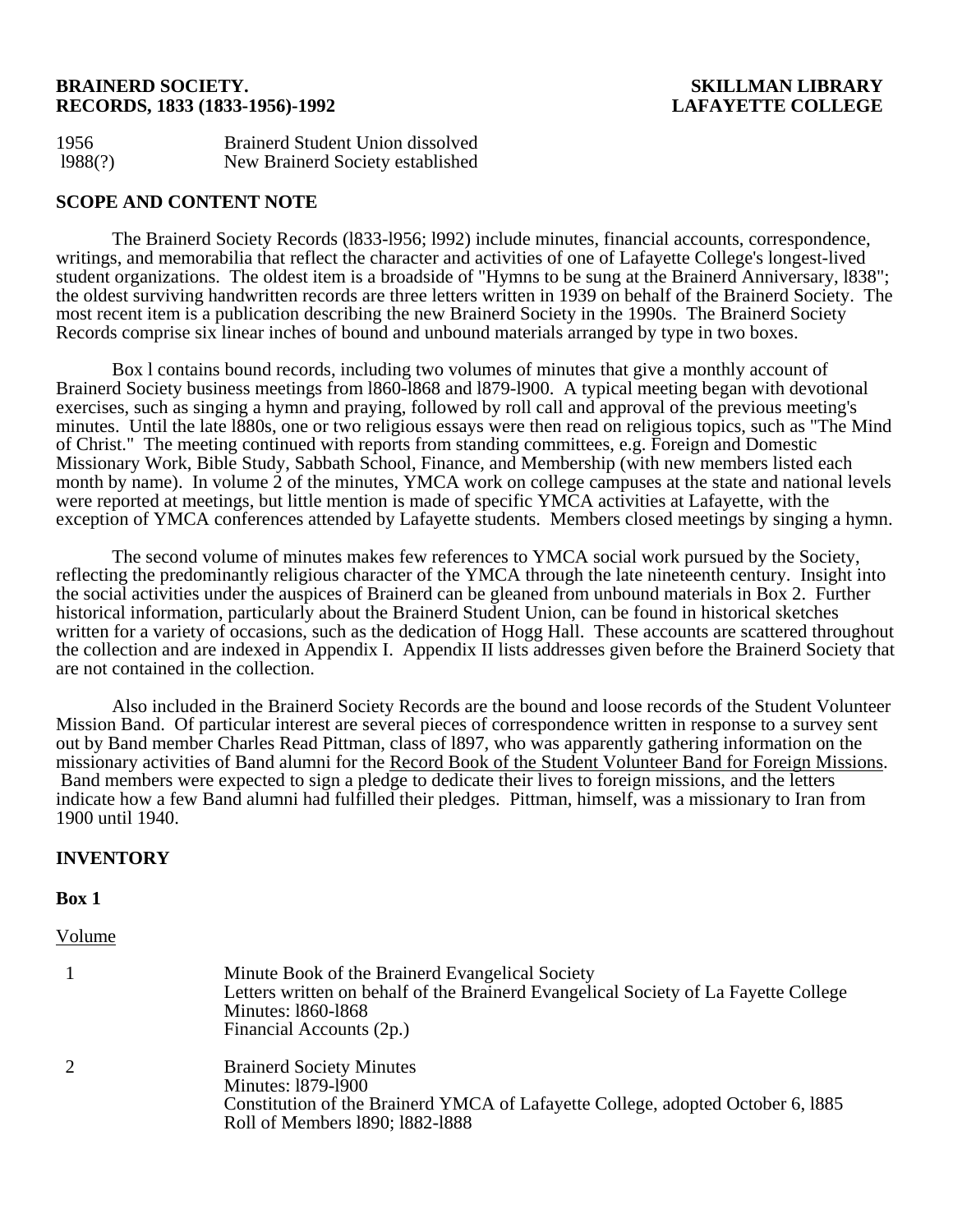| | |
|---|---|
| 1956 | Brainerd Student Union dissolved |
| l988(?) | New Brainerd Society established |

## SCOPE AND CONTENT NOTE

The Brainerd Society Records (l833-l956; l992) include minutes, financial accounts, correspondence, writings, and memorabilia that reflect the character and activities of one of Lafayette College's longest-lived student organizations. The oldest item is a broadside of "Hymns to be sung at the Brainerd Anniversary, l838"; the oldest surviving handwritten records are three letters written in 1939 on behalf of the Brainerd Society. The most recent item is a publication describing the new Brainerd Society in the 1990s. The Brainerd Society Records comprise six linear inches of bound and unbound materials arranged by type in two boxes.

Box l contains bound records, including two volumes of minutes that give a monthly account of Brainerd Society business meetings from l860-l868 and l879-l900. A typical meeting began with devotional exercises, such as singing a hymn and praying, followed by roll call and approval of the previous meeting's minutes. Until the late l880s, one or two religious essays were then read on religious topics, such as "The Mind of Christ." The meeting continued with reports from standing committees, e.g. Foreign and Domestic Missionary Work, Bible Study, Sabbath School, Finance, and Membership (with new members listed each month by name). In volume 2 of the minutes, YMCA work on college campuses at the state and national levels were reported at meetings, but little mention is made of specific YMCA activities at Lafayette, with the exception of YMCA conferences attended by Lafayette students. Members closed meetings by singing a hymn.

The second volume of minutes makes few references to YMCA social work pursued by the Society, reflecting the predominantly religious character of the YMCA through the late nineteenth century. Insight into the social activities under the auspices of Brainerd can be gleaned from unbound materials in Box 2. Further historical information, particularly about the Brainerd Student Union, can be found in historical sketches written for a variety of occasions, such as the dedication of Hogg Hall. These accounts are scattered throughout the collection and are indexed in Appendix I. Appendix II lists addresses given before the Brainerd Society that are not contained in the collection.

Also included in the Brainerd Society Records are the bound and loose records of the Student Volunteer Mission Band. Of particular interest are several pieces of correspondence written in response to a survey sent out by Band member Charles Read Pittman, class of l897, who was apparently gathering information on the missionary activities of Band alumni for the <u>Record Book of the Student Volunteer Band for Foreign Missions</u>. Band members were expected to sign a pledge to dedicate their lives to foreign missions, and the letters indicate how a few Band alumni had fulfilled their pledges. Pittman, himself, was a missionary to Iran from 1900 until 1940.

## INVENTORY

**Box 1**

<u>Volume</u>

| | |
|---|---|
| 1 | Minute Book of the Brainerd Evangelical Society<br>Letters written on behalf of the Brainerd Evangelical Society of La Fayette College<br>Minutes: l860-l868<br>Financial Accounts (2p.) |
| 2 | Brainerd Society Minutes<br>Minutes: l879-l900<br>Constitution of the Brainerd YMCA of Lafayette College, adopted October 6, l885<br>Roll of Members l890; l882-l888 |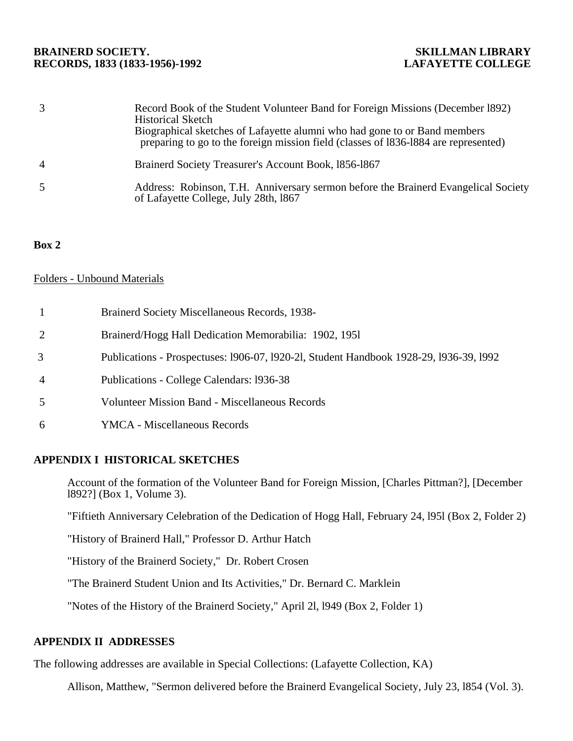| | |
|---|---|
| 3 | Record Book of the Student Volunteer Band for Foreign Missions (December l892)<br>Historical Sketch<br>Biographical sketches of Lafayette alumni who had gone to or Band members preparing to go to the foreign mission field (classes of l836-l884 are represented) |
| 4 | Brainerd Society Treasurer's Account Book, l856-l867 |
| 5 | Address: Robinson, T.H. Anniversary sermon before the Brainerd Evangelical Society of Lafayette College, July 28th, l867 |

**Box 2**

Folders - Unbound Materials

| | |
|---|---|
| 1 | Brainerd Society Miscellaneous Records, 1938- |
| 2 | Brainerd/Hogg Hall Dedication Memorabilia: 1902, 195l |
| 3 | Publications - Prospectuses: l906-07, l920-2l, Student Handbook 1928-29, l936-39, l992 |
| 4 | Publications - College Calendars: l936-38 |
| 5 | Volunteer Mission Band - Miscellaneous Records |
| 6 | YMCA - Miscellaneous Records |

## APPENDIX I HISTORICAL SKETCHES

Account of the formation of the Volunteer Band for Foreign Mission, [Charles Pittman?], [December l892?] (Box 1, Volume 3).

"Fiftieth Anniversary Celebration of the Dedication of Hogg Hall, February 24, l95l (Box 2, Folder 2)

"History of Brainerd Hall," Professor D. Arthur Hatch

"History of the Brainerd Society," Dr. Robert Crosen

"The Brainerd Student Union and Its Activities," Dr. Bernard C. Marklein

"Notes of the History of the Brainerd Society," April 2l, l949 (Box 2, Folder 1)

## APPENDIX II ADDRESSES

The following addresses are available in Special Collections: (Lafayette Collection, KA)

Allison, Matthew, "Sermon delivered before the Brainerd Evangelical Society, July 23, l854 (Vol. 3).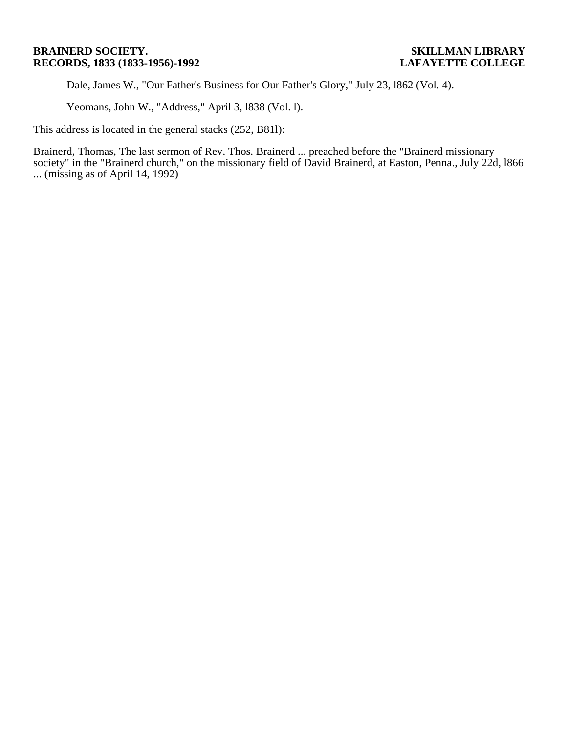Dale, James W., "Our Father's Business for Our Father's Glory," July 23, l862 (Vol. 4).

Yeomans, John W., "Address," April 3, l838 (Vol. l).

This address is located in the general stacks (252, B81l):

Brainerd, Thomas, The last sermon of Rev. Thos. Brainerd ... preached before the "Brainerd missionary society" in the "Brainerd church," on the missionary field of David Brainerd, at Easton, Penna., July 22d, l866 ... (missing as of April 14, 1992)